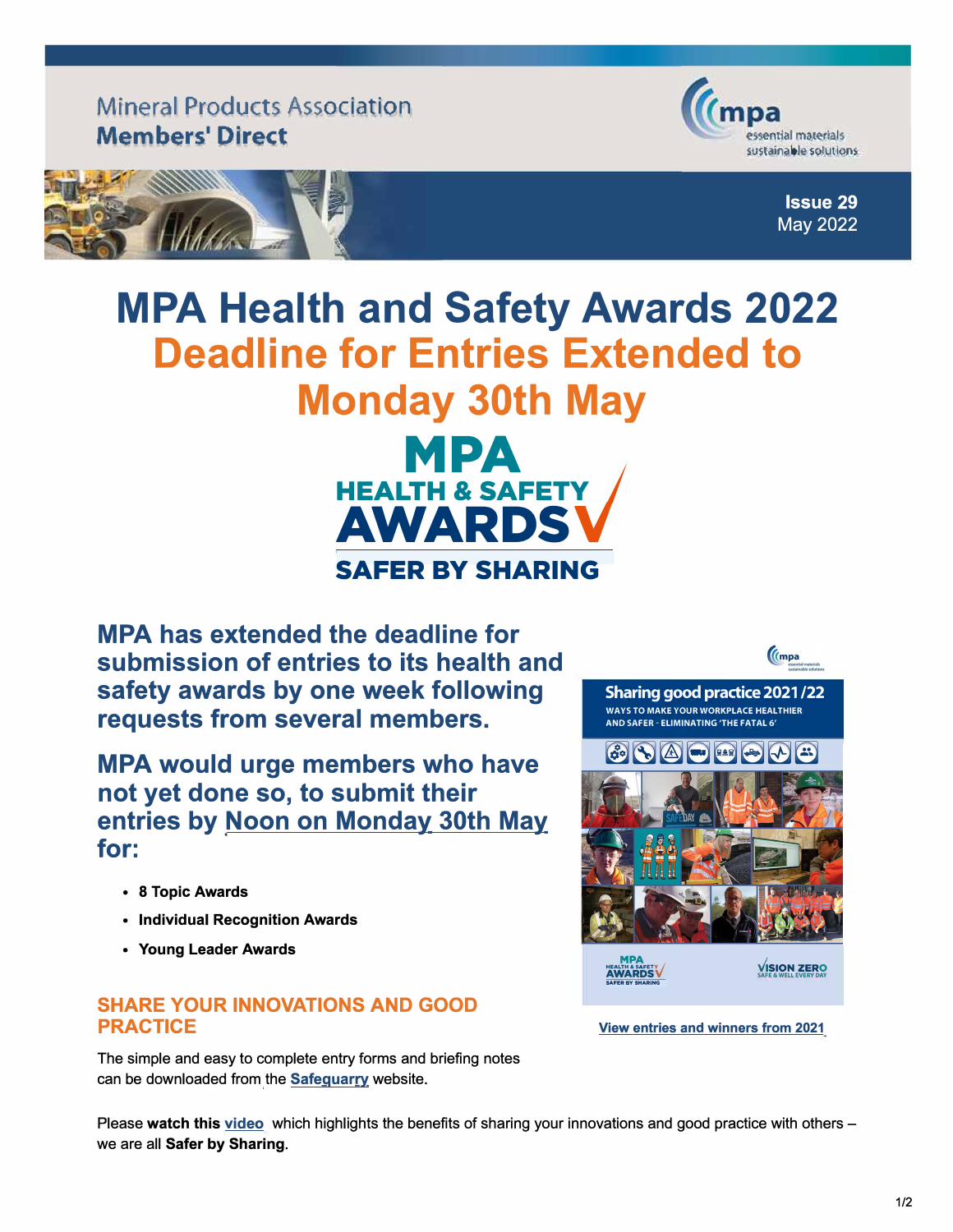Mineral Products Association
**Members' Direct**

**Issue 29**
May 2022

# MPA Health and Safety Awards 2022
# Deadline for Entries Extended to Monday 30th May

MPA HEALTH & SAFETY AWARDS
SAFER BY SHARING

**MPA has extended the deadline for submission of entries to its health and safety awards by one week following requests from several members.**

**MPA would urge members who have not yet done so, to submit their entries by Noon on Monday 30th May for:**

- **8 Topic Awards**
- **Individual Recognition Awards**
- **Young Leader Awards**

Sharing good practice 2021/22
WAYS TO MAKE YOUR WORKPLACE HEALTHIER AND SAFER - ELIMINATING 'THE FATAL 6'

**View entries and winners from 2021**

## SHARE YOUR INNOVATIONS AND GOOD PRACTICE

The simple and easy to complete entry forms and briefing notes can be downloaded from the **Safequarry** website.

Please **watch this video** which highlights the benefits of sharing your innovations and good practice with others – we are all **Safer by Sharing**.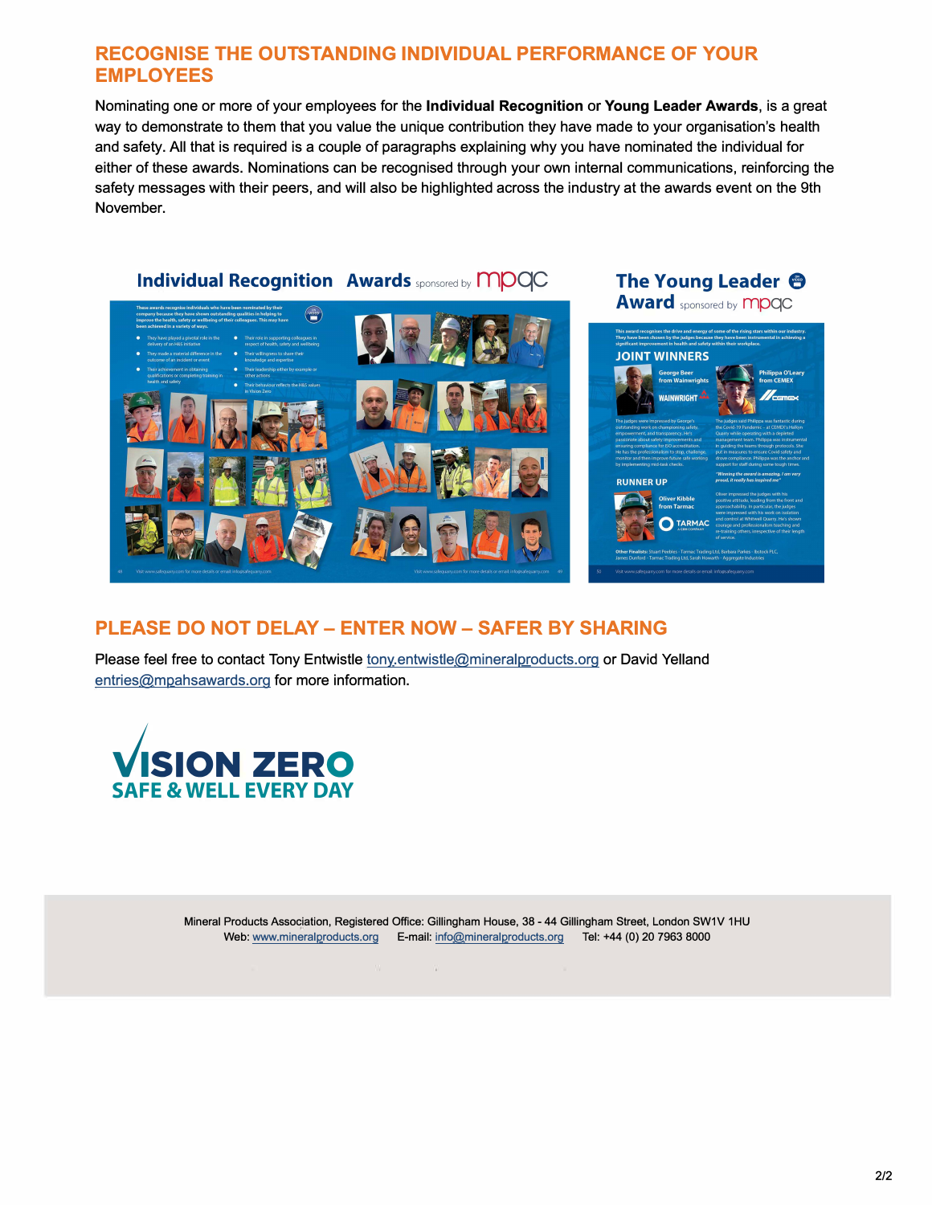## RECOGNISE THE OUTSTANDING INDIVIDUAL PERFORMANCE OF YOUR EMPLOYEES

Nominating one or more of your employees for the **Individual Recognition** or **Young Leader Awards**, is a great way to demonstrate to them that you value the unique contribution they have made to your organisation's health and safety. All that is required is a couple of paragraphs explaining why you have nominated the individual for either of these awards. Nominations can be recognised through your own internal communications, reinforcing the safety messages with their peers, and will also be highlighted across the industry at the awards event on the 9th November.

## PLEASE DO NOT DELAY – ENTER NOW – SAFER BY SHARING

Please feel free to contact Tony Entwistle tony.entwistle@mineralproducts.org or David Yelland entries@mpahsawards.org for more information.

VISION ZERO
SAFE & WELL EVERY DAY

Mineral Products Association, Registered Office: Gillingham House, 38 - 44 Gillingham Street, London SW1V 1HU
Web: www.mineralproducts.org E-mail: info@mineralproducts.org Tel: +44 (0) 20 7963 8000